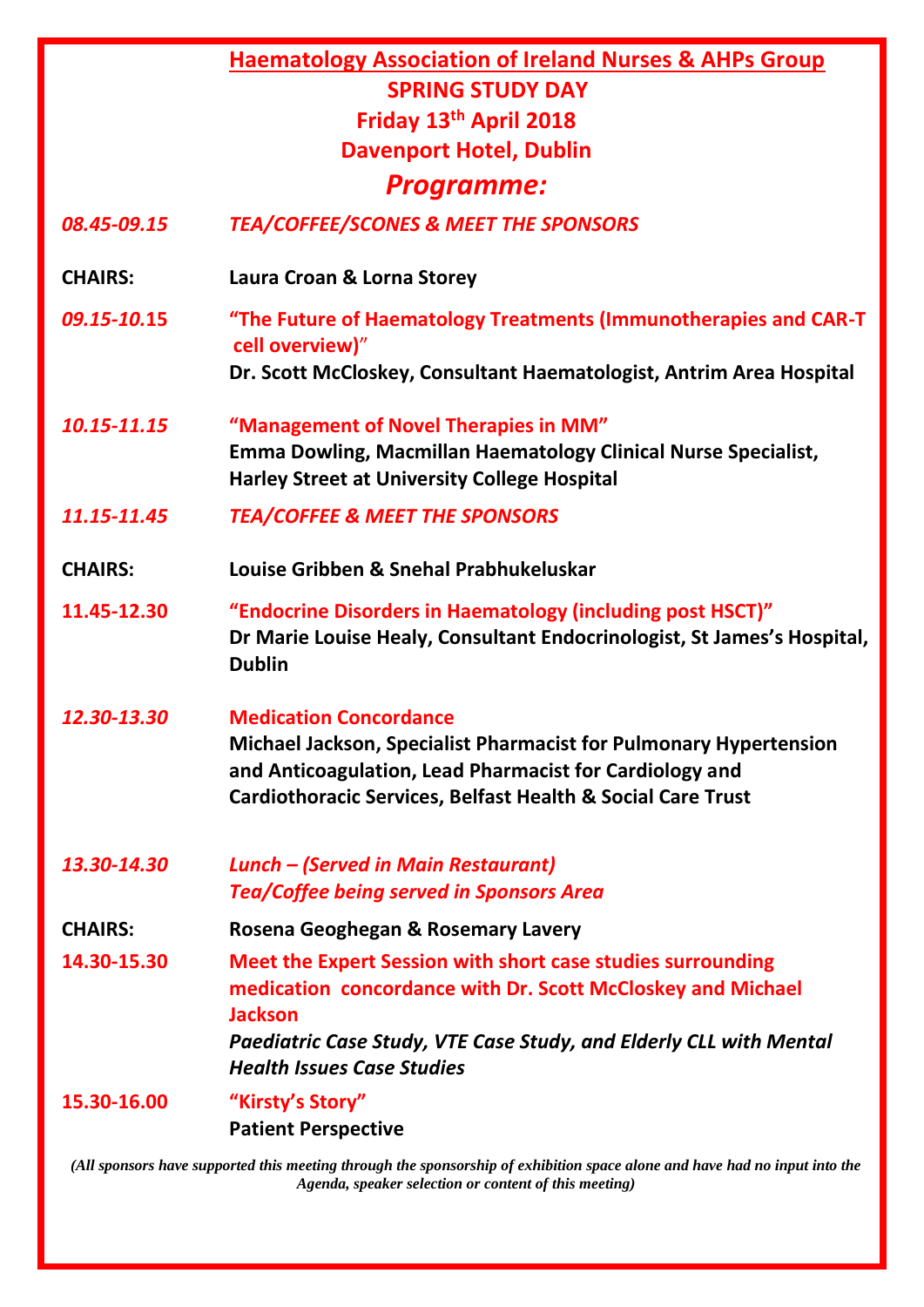# Haematology Association of Ireland Nurses & AHPs Group

## SPRING STUDY DAY

## Friday 13th April 2018

## Davenport Hotel, Dublin

## *Programme:*

| | |
|---|---|
| *08.45-09.15* | *TEA/COFFEE/SCONES & MEET THE SPONSORS* |
| **CHAIRS:** | **Laura Croan & Lorna Storey** |
| *09.15-10.15* | **"The Future of Haematology Treatments (Immunotherapies and CAR-T cell overview)"** <br> **Dr. Scott McCloskey, Consultant Haematologist, Antrim Area Hospital** |
| *10.15-11.15* | **"Management of Novel Therapies in MM"** <br> **Emma Dowling, Macmillan Haematology Clinical Nurse Specialist, Harley Street at University College Hospital** |
| *11.15-11.45* | *TEA/COFFEE & MEET THE SPONSORS* |
| **CHAIRS:** | **Louise Gribben & Snehal Prabhukeluskar** |
| **11.45-12.30** | **"Endocrine Disorders in Haematology (including post HSCT)"** <br> **Dr Marie Louise Healy, Consultant Endocrinologist, St James's Hospital, Dublin** |
| *12.30-13.30* | **Medication Concordance** <br> **Michael Jackson, Specialist Pharmacist for Pulmonary Hypertension and Anticoagulation, Lead Pharmacist for Cardiology and Cardiothoracic Services, Belfast Health & Social Care Trust** |
| *13.30-14.30* | *Lunch – (Served in Main Restaurant)* <br> *Tea/Coffee being served in Sponsors Area* |
| **CHAIRS:** | **Rosena Geoghegan & Rosemary Lavery** |
| **14.30-15.30** | **Meet the Expert Session with short case studies surrounding medication concordance with Dr. Scott McCloskey and Michael Jackson** <br> ***Paediatric Case Study, VTE Case Study, and Elderly CLL with Mental Health Issues Case Studies*** |
| **15.30-16.00** | **"Kirsty's Story"** <br> **Patient Perspective** |

*(All sponsors have supported this meeting through the sponsorship of exhibition space alone and have had no input into the Agenda, speaker selection or content of this meeting)*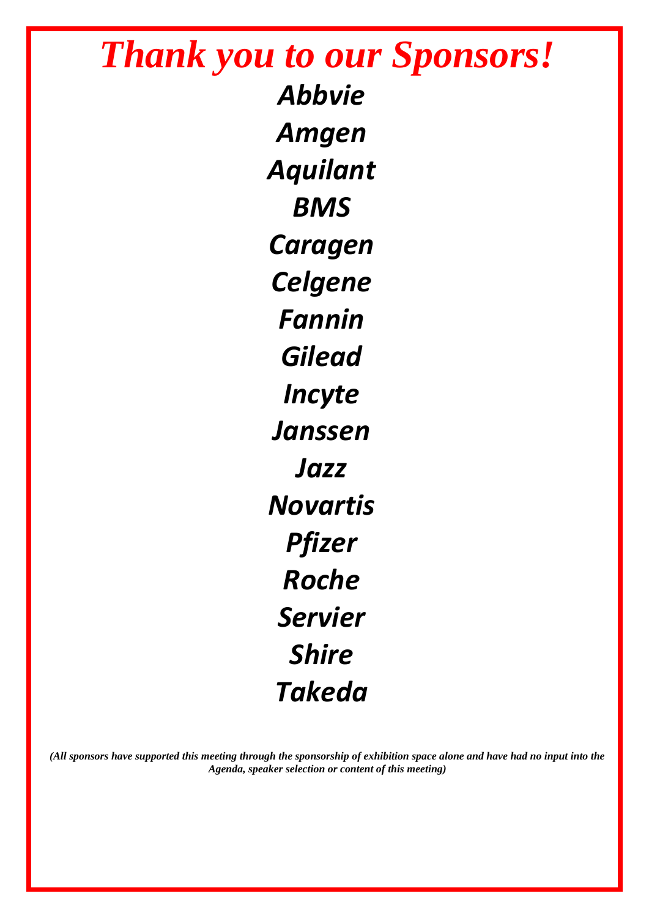# *Thank you to our Sponsors!*

***Abbvie***

***Amgen***

***Aquilant***

***BMS***

***Caragen***

***Celgene***

***Fannin***

***Gilead***

***Incyte***

***Janssen***

***Jazz***

***Novartis***

***Pfizer***

***Roche***

***Servier***

***Shire***

***Takeda***

***(All sponsors have supported this meeting through the sponsorship of exhibition space alone and have had no input into the Agenda, speaker selection or content of this meeting)***